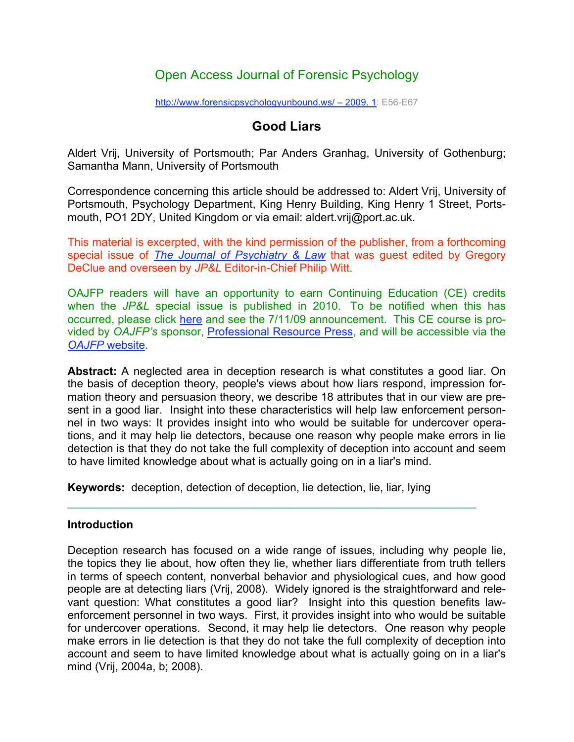Open Access Journal of Forensic Psychology

http://www.forensicpsychologyunbound.ws/ – 2009. 1: E56-E67

# Good Liars

Aldert Vrij, University of Portsmouth; Par Anders Granhag, University of Gothenburg; Samantha Mann, University of Portsmouth

Correspondence concerning this article should be addressed to: Aldert Vrij, University of Portsmouth, Psychology Department, King Henry Building, King Henry 1 Street, Portsmouth, PO1 2DY, United Kingdom or via email: aldert.vrij@port.ac.uk.

This material is excerpted, with the kind permission of the publisher, from a forthcoming special issue of *The Journal of Psychiatry & Law* that was guest edited by Gregory DeClue and overseen by *JP&L* Editor-in-Chief Philip Witt.

OAJFP readers will have an opportunity to earn Continuing Education (CE) credits when the *JP&L* special issue is published in 2010. To be notified when this has occurred, please click here and see the 7/11/09 announcement. This CE course is provided by *OAJFP's* sponsor, Professional Resource Press, and will be accessible via the *OAJFP* website.

**Abstract:** A neglected area in deception research is what constitutes a good liar. On the basis of deception theory, people's views about how liars respond, impression formation theory and persuasion theory, we describe 18 attributes that in our view are present in a good liar. Insight into these characteristics will help law enforcement personnel in two ways: It provides insight into who would be suitable for undercover operations, and it may help lie detectors, because one reason why people make errors in lie detection is that they do not take the full complexity of deception into account and seem to have limited knowledge about what is actually going on in a liar's mind.

**Keywords:** deception, detection of deception, lie detection, lie, liar, lying

---

## Introduction

Deception research has focused on a wide range of issues, including why people lie, the topics they lie about, how often they lie, whether liars differentiate from truth tellers in terms of speech content, nonverbal behavior and physiological cues, and how good people are at detecting liars (Vrij, 2008). Widely ignored is the straightforward and relevant question: What constitutes a good liar? Insight into this question benefits law-enforcement personnel in two ways. First, it provides insight into who would be suitable for undercover operations. Second, it may help lie detectors. One reason why people make errors in lie detection is that they do not take the full complexity of deception into account and seem to have limited knowledge about what is actually going on in a liar's mind (Vrij, 2004a, b; 2008).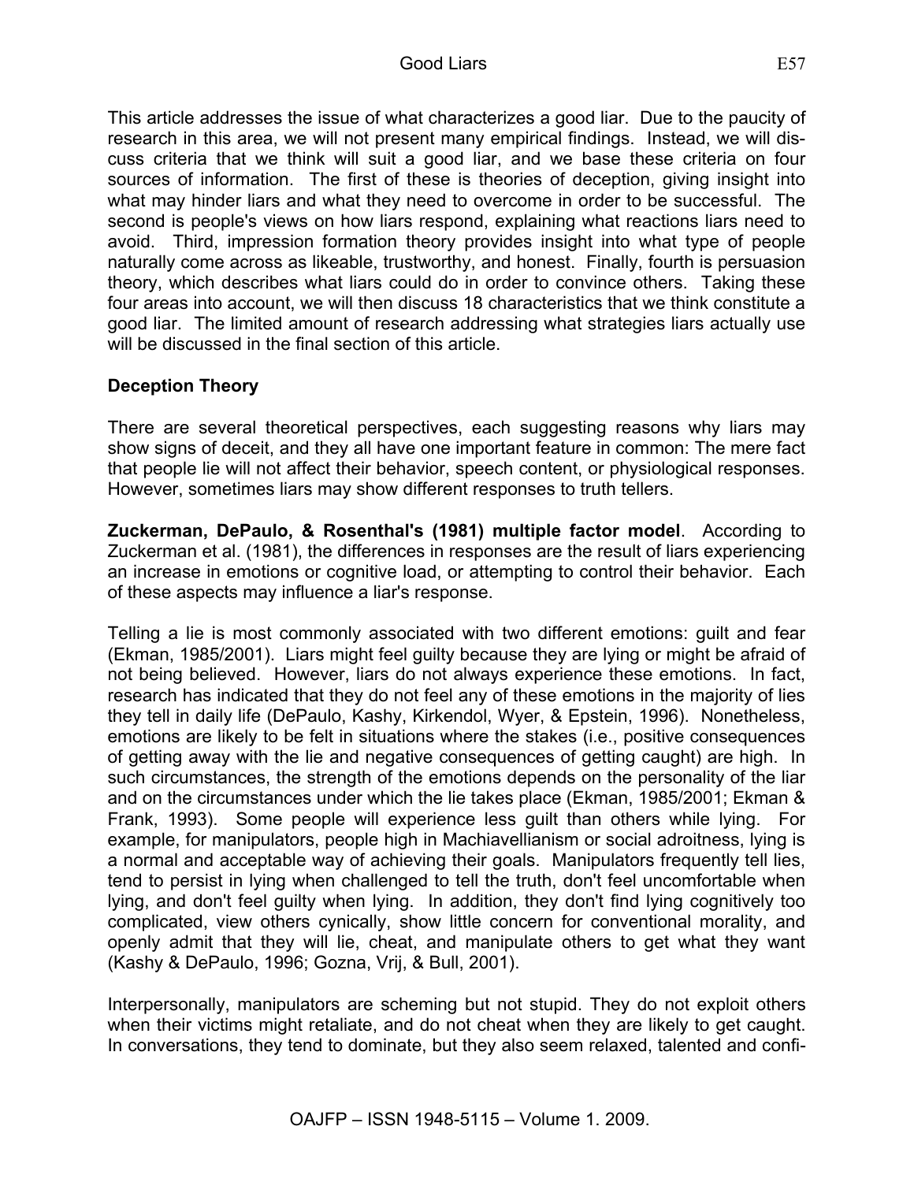This article addresses the issue of what characterizes a good liar. Due to the paucity of research in this area, we will not present many empirical findings. Instead, we will discuss criteria that we think will suit a good liar, and we base these criteria on four sources of information. The first of these is theories of deception, giving insight into what may hinder liars and what they need to overcome in order to be successful. The second is people's views on how liars respond, explaining what reactions liars need to avoid. Third, impression formation theory provides insight into what type of people naturally come across as likeable, trustworthy, and honest. Finally, fourth is persuasion theory, which describes what liars could do in order to convince others. Taking these four areas into account, we will then discuss 18 characteristics that we think constitute a good liar. The limited amount of research addressing what strategies liars actually use will be discussed in the final section of this article.

## Deception Theory

There are several theoretical perspectives, each suggesting reasons why liars may show signs of deceit, and they all have one important feature in common: The mere fact that people lie will not affect their behavior, speech content, or physiological responses. However, sometimes liars may show different responses to truth tellers.

**Zuckerman, DePaulo, & Rosenthal's (1981) multiple factor model**. According to Zuckerman et al. (1981), the differences in responses are the result of liars experiencing an increase in emotions or cognitive load, or attempting to control their behavior. Each of these aspects may influence a liar's response.

Telling a lie is most commonly associated with two different emotions: guilt and fear (Ekman, 1985/2001). Liars might feel guilty because they are lying or might be afraid of not being believed. However, liars do not always experience these emotions. In fact, research has indicated that they do not feel any of these emotions in the majority of lies they tell in daily life (DePaulo, Kashy, Kirkendol, Wyer, & Epstein, 1996). Nonetheless, emotions are likely to be felt in situations where the stakes (i.e., positive consequences of getting away with the lie and negative consequences of getting caught) are high. In such circumstances, the strength of the emotions depends on the personality of the liar and on the circumstances under which the lie takes place (Ekman, 1985/2001; Ekman & Frank, 1993). Some people will experience less guilt than others while lying. For example, for manipulators, people high in Machiavellianism or social adroitness, lying is a normal and acceptable way of achieving their goals. Manipulators frequently tell lies, tend to persist in lying when challenged to tell the truth, don't feel uncomfortable when lying, and don't feel guilty when lying. In addition, they don't find lying cognitively too complicated, view others cynically, show little concern for conventional morality, and openly admit that they will lie, cheat, and manipulate others to get what they want (Kashy & DePaulo, 1996; Gozna, Vrij, & Bull, 2001).

Interpersonally, manipulators are scheming but not stupid. They do not exploit others when their victims might retaliate, and do not cheat when they are likely to get caught. In conversations, they tend to dominate, but they also seem relaxed, talented and confi-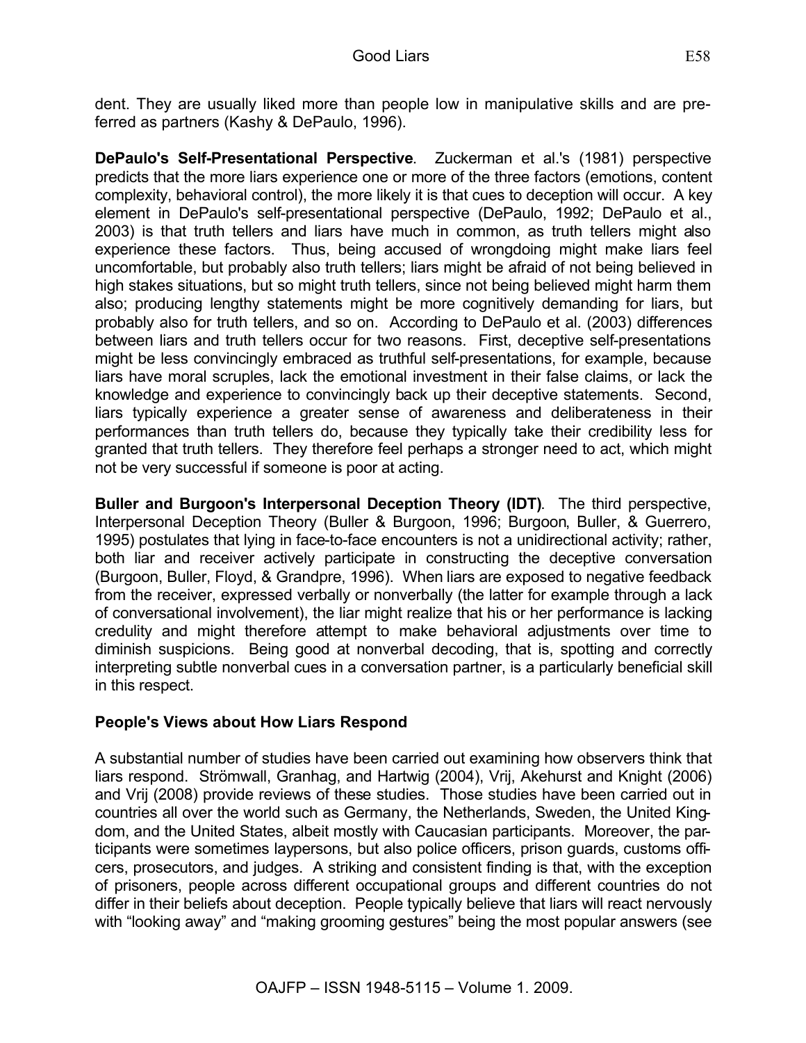dent. They are usually liked more than people low in manipulative skills and are preferred as partners (Kashy & DePaulo, 1996).

**DePaulo's Self-Presentational Perspective**. Zuckerman et al.'s (1981) perspective predicts that the more liars experience one or more of the three factors (emotions, content complexity, behavioral control), the more likely it is that cues to deception will occur. A key element in DePaulo's self-presentational perspective (DePaulo, 1992; DePaulo et al., 2003) is that truth tellers and liars have much in common, as truth tellers might also experience these factors. Thus, being accused of wrongdoing might make liars feel uncomfortable, but probably also truth tellers; liars might be afraid of not being believed in high stakes situations, but so might truth tellers, since not being believed might harm them also; producing lengthy statements might be more cognitively demanding for liars, but probably also for truth tellers, and so on. According to DePaulo et al. (2003) differences between liars and truth tellers occur for two reasons. First, deceptive self-presentations might be less convincingly embraced as truthful self-presentations, for example, because liars have moral scruples, lack the emotional investment in their false claims, or lack the knowledge and experience to convincingly back up their deceptive statements. Second, liars typically experience a greater sense of awareness and deliberateness in their performances than truth tellers do, because they typically take their credibility less for granted that truth tellers. They therefore feel perhaps a stronger need to act, which might not be very successful if someone is poor at acting.

**Buller and Burgoon's Interpersonal Deception Theory (IDT)**. The third perspective, Interpersonal Deception Theory (Buller & Burgoon, 1996; Burgoon, Buller, & Guerrero, 1995) postulates that lying in face-to-face encounters is not a unidirectional activity; rather, both liar and receiver actively participate in constructing the deceptive conversation (Burgoon, Buller, Floyd, & Grandpre, 1996). When liars are exposed to negative feedback from the receiver, expressed verbally or nonverbally (the latter for example through a lack of conversational involvement), the liar might realize that his or her performance is lacking credulity and might therefore attempt to make behavioral adjustments over time to diminish suspicions. Being good at nonverbal decoding, that is, spotting and correctly interpreting subtle nonverbal cues in a conversation partner, is a particularly beneficial skill in this respect.

## People's Views about How Liars Respond

A substantial number of studies have been carried out examining how observers think that liars respond. Strömwall, Granhag, and Hartwig (2004), Vrij, Akehurst and Knight (2006) and Vrij (2008) provide reviews of these studies. Those studies have been carried out in countries all over the world such as Germany, the Netherlands, Sweden, the United Kingdom, and the United States, albeit mostly with Caucasian participants. Moreover, the participants were sometimes laypersons, but also police officers, prison guards, customs officers, prosecutors, and judges. A striking and consistent finding is that, with the exception of prisoners, people across different occupational groups and different countries do not differ in their beliefs about deception. People typically believe that liars will react nervously with "looking away" and "making grooming gestures" being the most popular answers (see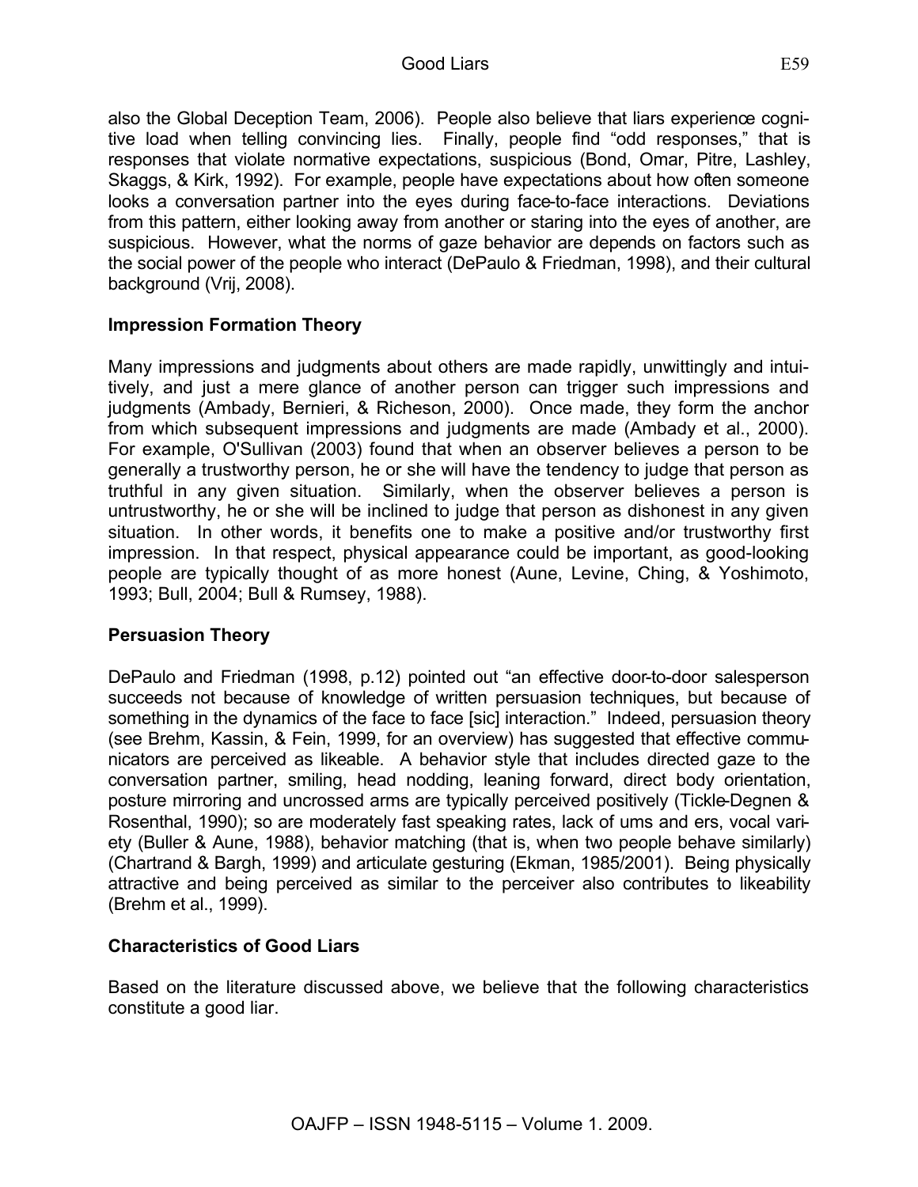also the Global Deception Team, 2006). People also believe that liars experience cognitive load when telling convincing lies. Finally, people find "odd responses," that is responses that violate normative expectations, suspicious (Bond, Omar, Pitre, Lashley, Skaggs, & Kirk, 1992). For example, people have expectations about how often someone looks a conversation partner into the eyes during face-to-face interactions. Deviations from this pattern, either looking away from another or staring into the eyes of another, are suspicious. However, what the norms of gaze behavior are depends on factors such as the social power of the people who interact (DePaulo & Friedman, 1998), and their cultural background (Vrij, 2008).

## Impression Formation Theory

Many impressions and judgments about others are made rapidly, unwittingly and intuitively, and just a mere glance of another person can trigger such impressions and judgments (Ambady, Bernieri, & Richeson, 2000). Once made, they form the anchor from which subsequent impressions and judgments are made (Ambady et al., 2000). For example, O'Sullivan (2003) found that when an observer believes a person to be generally a trustworthy person, he or she will have the tendency to judge that person as truthful in any given situation. Similarly, when the observer believes a person is untrustworthy, he or she will be inclined to judge that person as dishonest in any given situation. In other words, it benefits one to make a positive and/or trustworthy first impression. In that respect, physical appearance could be important, as good-looking people are typically thought of as more honest (Aune, Levine, Ching, & Yoshimoto, 1993; Bull, 2004; Bull & Rumsey, 1988).

## Persuasion Theory

DePaulo and Friedman (1998, p.12) pointed out "an effective door-to-door salesperson succeeds not because of knowledge of written persuasion techniques, but because of something in the dynamics of the face to face [sic] interaction." Indeed, persuasion theory (see Brehm, Kassin, & Fein, 1999, for an overview) has suggested that effective communicators are perceived as likeable. A behavior style that includes directed gaze to the conversation partner, smiling, head nodding, leaning forward, direct body orientation, posture mirroring and uncrossed arms are typically perceived positively (Tickle-Degnen & Rosenthal, 1990); so are moderately fast speaking rates, lack of ums and ers, vocal variety (Buller & Aune, 1988), behavior matching (that is, when two people behave similarly) (Chartrand & Bargh, 1999) and articulate gesturing (Ekman, 1985/2001). Being physically attractive and being perceived as similar to the perceiver also contributes to likeability (Brehm et al., 1999).

## Characteristics of Good Liars

Based on the literature discussed above, we believe that the following characteristics constitute a good liar.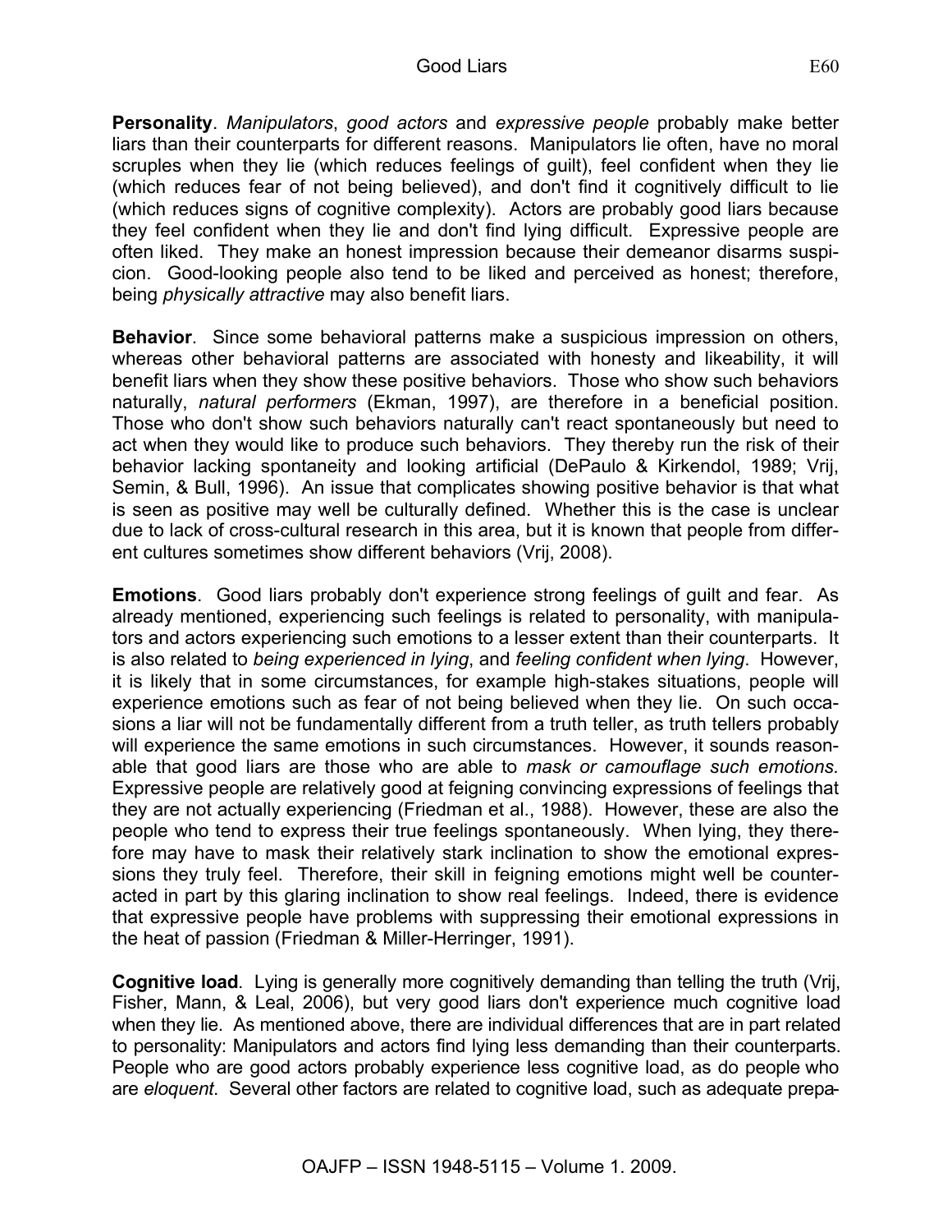**Personality**. *Manipulators*, *good actors* and *expressive people* probably make better liars than their counterparts for different reasons. Manipulators lie often, have no moral scruples when they lie (which reduces feelings of guilt), feel confident when they lie (which reduces fear of not being believed), and don't find it cognitively difficult to lie (which reduces signs of cognitive complexity). Actors are probably good liars because they feel confident when they lie and don't find lying difficult. Expressive people are often liked. They make an honest impression because their demeanor disarms suspicion. Good-looking people also tend to be liked and perceived as honest; therefore, being *physically attractive* may also benefit liars.

**Behavior**. Since some behavioral patterns make a suspicious impression on others, whereas other behavioral patterns are associated with honesty and likeability, it will benefit liars when they show these positive behaviors. Those who show such behaviors naturally, *natural performers* (Ekman, 1997), are therefore in a beneficial position. Those who don't show such behaviors naturally can't react spontaneously but need to act when they would like to produce such behaviors. They thereby run the risk of their behavior lacking spontaneity and looking artificial (DePaulo & Kirkendol, 1989; Vrij, Semin, & Bull, 1996). An issue that complicates showing positive behavior is that what is seen as positive may well be culturally defined. Whether this is the case is unclear due to lack of cross-cultural research in this area, but it is known that people from different cultures sometimes show different behaviors (Vrij, 2008).

**Emotions**. Good liars probably don't experience strong feelings of guilt and fear. As already mentioned, experiencing such feelings is related to personality, with manipulators and actors experiencing such emotions to a lesser extent than their counterparts. It is also related to *being experienced in lying*, and *feeling confident when lying*. However, it is likely that in some circumstances, for example high-stakes situations, people will experience emotions such as fear of not being believed when they lie. On such occasions a liar will not be fundamentally different from a truth teller, as truth tellers probably will experience the same emotions in such circumstances. However, it sounds reasonable that good liars are those who are able to *mask or camouflage such emotions.* Expressive people are relatively good at feigning convincing expressions of feelings that they are not actually experiencing (Friedman et al., 1988). However, these are also the people who tend to express their true feelings spontaneously. When lying, they therefore may have to mask their relatively stark inclination to show the emotional expressions they truly feel. Therefore, their skill in feigning emotions might well be counteracted in part by this glaring inclination to show real feelings. Indeed, there is evidence that expressive people have problems with suppressing their emotional expressions in the heat of passion (Friedman & Miller-Herringer, 1991).

**Cognitive load**. Lying is generally more cognitively demanding than telling the truth (Vrij, Fisher, Mann, & Leal, 2006), but very good liars don't experience much cognitive load when they lie. As mentioned above, there are individual differences that are in part related to personality: Manipulators and actors find lying less demanding than their counterparts. People who are good actors probably experience less cognitive load, as do people who are *eloquent*. Several other factors are related to cognitive load, such as adequate prepa-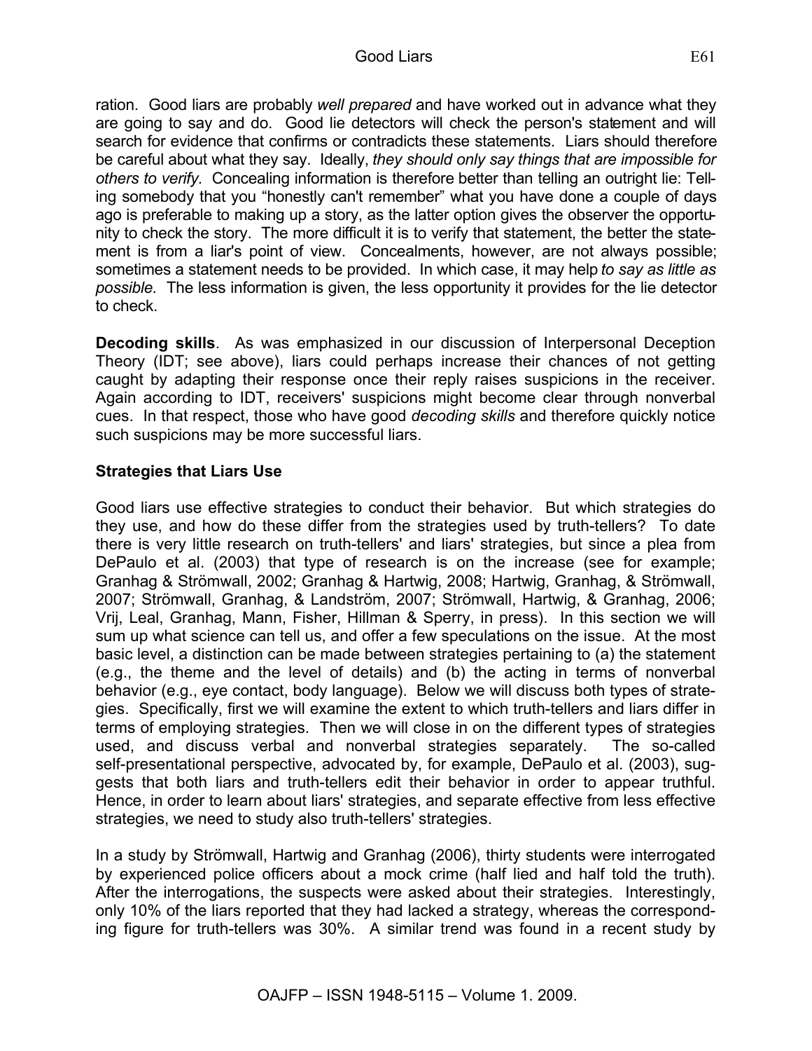ration. Good liars are probably *well prepared* and have worked out in advance what they are going to say and do. Good lie detectors will check the person's statement and will search for evidence that confirms or contradicts these statements. Liars should therefore be careful about what they say. Ideally, *they should only say things that are impossible for others to verify*. Concealing information is therefore better than telling an outright lie: Telling somebody that you "honestly can't remember" what you have done a couple of days ago is preferable to making up a story, as the latter option gives the observer the opportunity to check the story. The more difficult it is to verify that statement, the better the statement is from a liar's point of view. Concealments, however, are not always possible; sometimes a statement needs to be provided. In which case, it may help *to say as little as possible*. The less information is given, the less opportunity it provides for the lie detector to check.

**Decoding skills**. As was emphasized in our discussion of Interpersonal Deception Theory (IDT; see above), liars could perhaps increase their chances of not getting caught by adapting their response once their reply raises suspicions in the receiver. Again according to IDT, receivers' suspicions might become clear through nonverbal cues. In that respect, those who have good *decoding skills* and therefore quickly notice such suspicions may be more successful liars.

### Strategies that Liars Use

Good liars use effective strategies to conduct their behavior. But which strategies do they use, and how do these differ from the strategies used by truth-tellers? To date there is very little research on truth-tellers' and liars' strategies, but since a plea from DePaulo et al. (2003) that type of research is on the increase (see for example; Granhag & Strömwall, 2002; Granhag & Hartwig, 2008; Hartwig, Granhag, & Strömwall, 2007; Strömwall, Granhag, & Landström, 2007; Strömwall, Hartwig, & Granhag, 2006; Vrij, Leal, Granhag, Mann, Fisher, Hillman & Sperry, in press). In this section we will sum up what science can tell us, and offer a few speculations on the issue. At the most basic level, a distinction can be made between strategies pertaining to (a) the statement (e.g., the theme and the level of details) and (b) the acting in terms of nonverbal behavior (e.g., eye contact, body language). Below we will discuss both types of strategies. Specifically, first we will examine the extent to which truth-tellers and liars differ in terms of employing strategies. Then we will close in on the different types of strategies used, and discuss verbal and nonverbal strategies separately. The so-called self-presentational perspective, advocated by, for example, DePaulo et al. (2003), suggests that both liars and truth-tellers edit their behavior in order to appear truthful. Hence, in order to learn about liars' strategies, and separate effective from less effective strategies, we need to study also truth-tellers' strategies.

In a study by Strömwall, Hartwig and Granhag (2006), thirty students were interrogated by experienced police officers about a mock crime (half lied and half told the truth). After the interrogations, the suspects were asked about their strategies. Interestingly, only 10% of the liars reported that they had lacked a strategy, whereas the corresponding figure for truth-tellers was 30%. A similar trend was found in a recent study by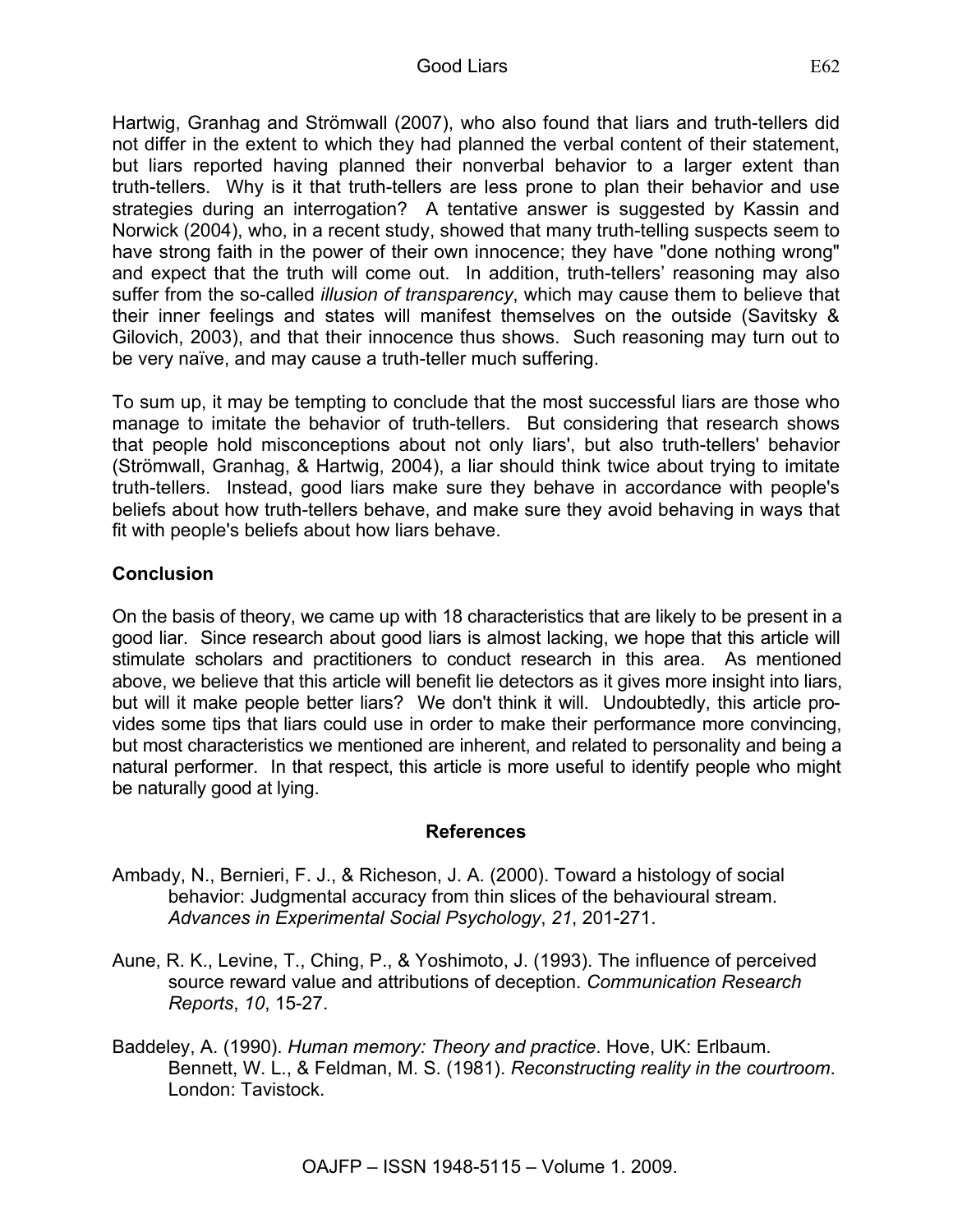Hartwig, Granhag and Strömwall (2007), who also found that liars and truth-tellers did not differ in the extent to which they had planned the verbal content of their statement, but liars reported having planned their nonverbal behavior to a larger extent than truth-tellers. Why is it that truth-tellers are less prone to plan their behavior and use strategies during an interrogation? A tentative answer is suggested by Kassin and Norwick (2004), who, in a recent study, showed that many truth-telling suspects seem to have strong faith in the power of their own innocence; they have "done nothing wrong" and expect that the truth will come out. In addition, truth-tellers' reasoning may also suffer from the so-called *illusion of transparency*, which may cause them to believe that their inner feelings and states will manifest themselves on the outside (Savitsky & Gilovich, 2003), and that their innocence thus shows. Such reasoning may turn out to be very naïve, and may cause a truth-teller much suffering.

To sum up, it may be tempting to conclude that the most successful liars are those who manage to imitate the behavior of truth-tellers. But considering that research shows that people hold misconceptions about not only liars', but also truth-tellers' behavior (Strömwall, Granhag, & Hartwig, 2004), a liar should think twice about trying to imitate truth-tellers. Instead, good liars make sure they behave in accordance with people's beliefs about how truth-tellers behave, and make sure they avoid behaving in ways that fit with people's beliefs about how liars behave.

## Conclusion

On the basis of theory, we came up with 18 characteristics that are likely to be present in a good liar. Since research about good liars is almost lacking, we hope that this article will stimulate scholars and practitioners to conduct research in this area. As mentioned above, we believe that this article will benefit lie detectors as it gives more insight into liars, but will it make people better liars? We don't think it will. Undoubtedly, this article provides some tips that liars could use in order to make their performance more convincing, but most characteristics we mentioned are inherent, and related to personality and being a natural performer. In that respect, this article is more useful to identify people who might be naturally good at lying.

## References

Ambady, N., Bernieri, F. J., & Richeson, J. A. (2000). Toward a histology of social behavior: Judgmental accuracy from thin slices of the behavioural stream. *Advances in Experimental Social Psychology*, *21*, 201-271.

Aune, R. K., Levine, T., Ching, P., & Yoshimoto, J. (1993). The influence of perceived source reward value and attributions of deception. *Communication Research Reports*, *10*, 15-27.

Baddeley, A. (1990). *Human memory: Theory and practice*. Hove, UK: Erlbaum.

Bennett, W. L., & Feldman, M. S. (1981). *Reconstructing reality in the courtroom*. London: Tavistock.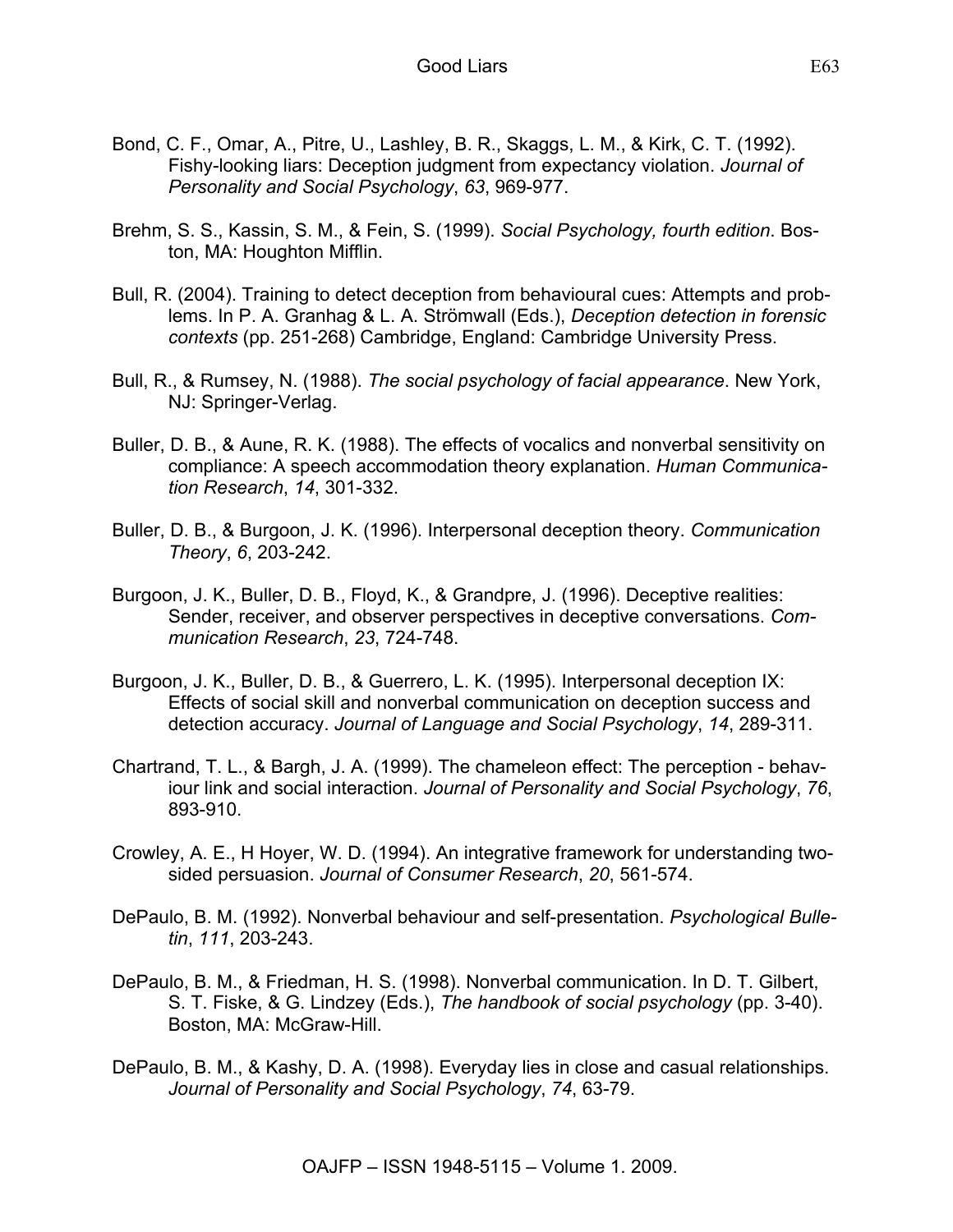Bond, C. F., Omar, A., Pitre, U., Lashley, B. R., Skaggs, L. M., & Kirk, C. T. (1992). Fishy-looking liars: Deception judgment from expectancy violation. *Journal of Personality and Social Psychology*, *63*, 969-977.

Brehm, S. S., Kassin, S. M., & Fein, S. (1999). *Social Psychology, fourth edition*. Boston, MA: Houghton Mifflin.

Bull, R. (2004). Training to detect deception from behavioural cues: Attempts and problems. In P. A. Granhag & L. A. Strömwall (Eds.), *Deception detection in forensic contexts* (pp. 251-268) Cambridge, England: Cambridge University Press.

Bull, R., & Rumsey, N. (1988). *The social psychology of facial appearance*. New York, NJ: Springer-Verlag.

Buller, D. B., & Aune, R. K. (1988). The effects of vocalics and nonverbal sensitivity on compliance: A speech accommodation theory explanation. *Human Communication Research*, *14*, 301-332.

Buller, D. B., & Burgoon, J. K. (1996). Interpersonal deception theory. *Communication Theory*, *6*, 203-242.

Burgoon, J. K., Buller, D. B., Floyd, K., & Grandpre, J. (1996). Deceptive realities: Sender, receiver, and observer perspectives in deceptive conversations. *Communication Research*, *23*, 724-748.

Burgoon, J. K., Buller, D. B., & Guerrero, L. K. (1995). Interpersonal deception IX: Effects of social skill and nonverbal communication on deception success and detection accuracy. *Journal of Language and Social Psychology*, *14*, 289-311.

Chartrand, T. L., & Bargh, J. A. (1999). The chameleon effect: The perception - behaviour link and social interaction. *Journal of Personality and Social Psychology*, *76*, 893-910.

Crowley, A. E., H Hoyer, W. D. (1994). An integrative framework for understanding two-sided persuasion. *Journal of Consumer Research*, *20*, 561-574.

DePaulo, B. M. (1992). Nonverbal behaviour and self-presentation. *Psychological Bulletin*, *111*, 203-243.

DePaulo, B. M., & Friedman, H. S. (1998). Nonverbal communication. In D. T. Gilbert, S. T. Fiske, & G. Lindzey (Eds.), *The handbook of social psychology* (pp. 3-40). Boston, MA: McGraw-Hill.

DePaulo, B. M., & Kashy, D. A. (1998). Everyday lies in close and casual relationships. *Journal of Personality and Social Psychology*, *74*, 63-79.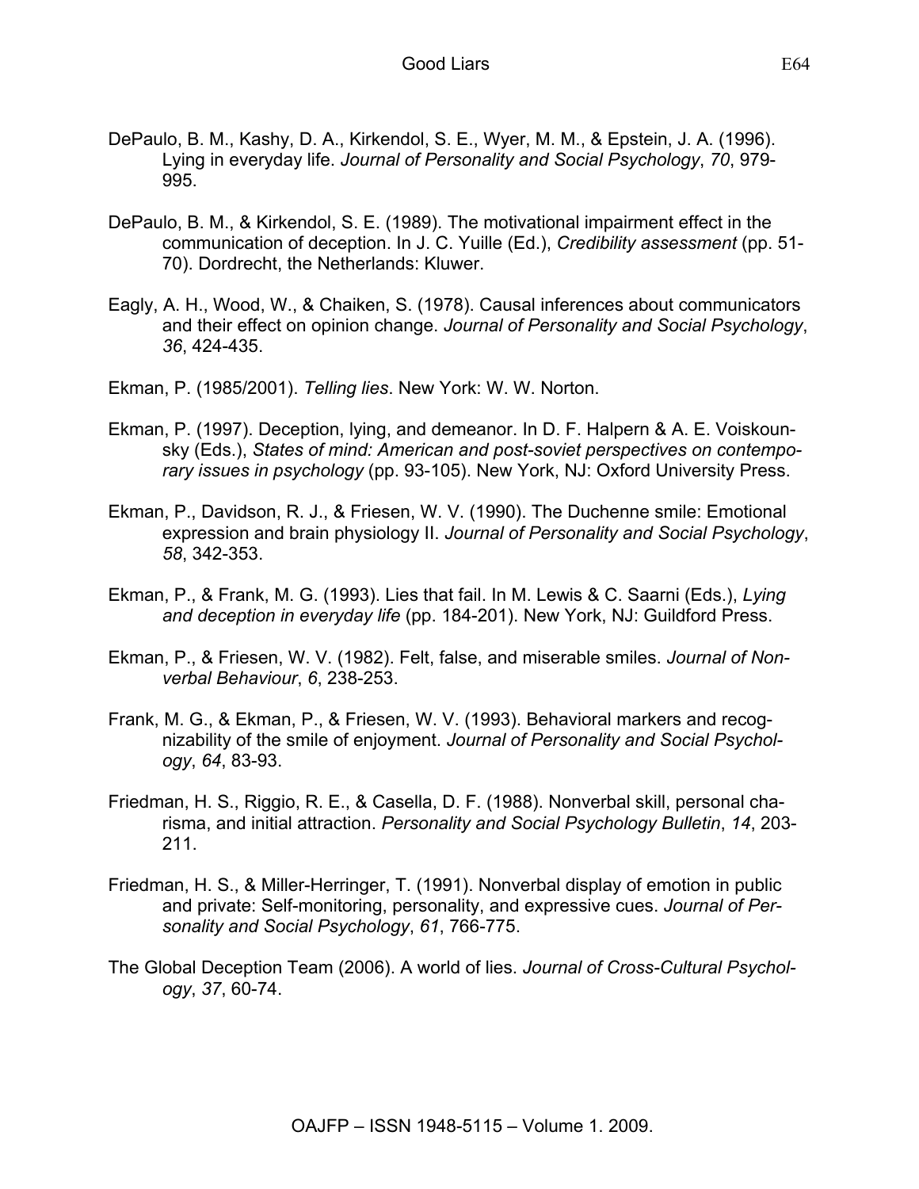DePaulo, B. M., Kashy, D. A., Kirkendol, S. E., Wyer, M. M., & Epstein, J. A. (1996). Lying in everyday life. *Journal of Personality and Social Psychology*, *70*, 979-995.

DePaulo, B. M., & Kirkendol, S. E. (1989). The motivational impairment effect in the communication of deception. In J. C. Yuille (Ed.), *Credibility assessment* (pp. 51-70). Dordrecht, the Netherlands: Kluwer.

Eagly, A. H., Wood, W., & Chaiken, S. (1978). Causal inferences about communicators and their effect on opinion change. *Journal of Personality and Social Psychology*, *36*, 424-435.

Ekman, P. (1985/2001). *Telling lies*. New York: W. W. Norton.

Ekman, P. (1997). Deception, lying, and demeanor. In D. F. Halpern & A. E. Voiskounsky (Eds.), *States of mind: American and post-soviet perspectives on contemporary issues in psychology* (pp. 93-105). New York, NJ: Oxford University Press.

Ekman, P., Davidson, R. J., & Friesen, W. V. (1990). The Duchenne smile: Emotional expression and brain physiology II. *Journal of Personality and Social Psychology*, *58*, 342-353.

Ekman, P., & Frank, M. G. (1993). Lies that fail. In M. Lewis & C. Saarni (Eds.), *Lying and deception in everyday life* (pp. 184-201). New York, NJ: Guildford Press.

Ekman, P., & Friesen, W. V. (1982). Felt, false, and miserable smiles. *Journal of Nonverbal Behaviour*, *6*, 238-253.

Frank, M. G., & Ekman, P., & Friesen, W. V. (1993). Behavioral markers and recognizability of the smile of enjoyment. *Journal of Personality and Social Psychology*, *64*, 83-93.

Friedman, H. S., Riggio, R. E., & Casella, D. F. (1988). Nonverbal skill, personal charisma, and initial attraction. *Personality and Social Psychology Bulletin*, *14*, 203-211.

Friedman, H. S., & Miller-Herringer, T. (1991). Nonverbal display of emotion in public and private: Self-monitoring, personality, and expressive cues. *Journal of Personality and Social Psychology*, *61*, 766-775.

The Global Deception Team (2006). A world of lies. *Journal of Cross-Cultural Psychology*, *37*, 60-74.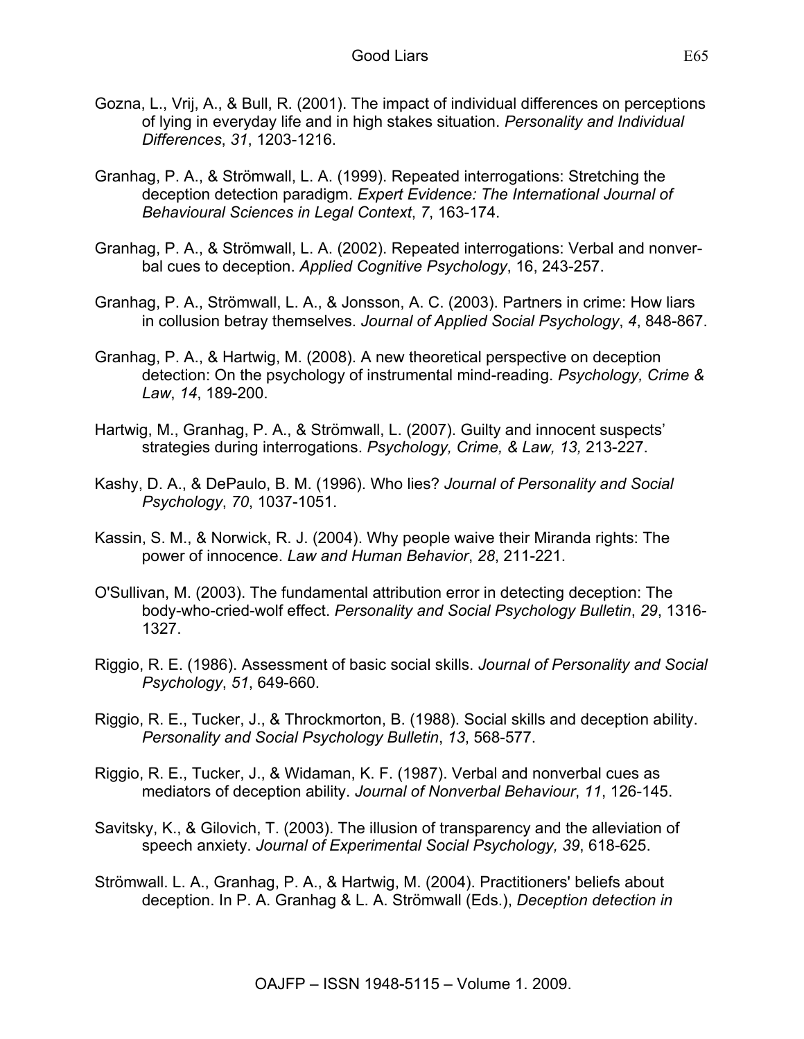Gozna, L., Vrij, A., & Bull, R. (2001). The impact of individual differences on perceptions of lying in everyday life and in high stakes situation. *Personality and Individual Differences*, *31*, 1203-1216.

Granhag, P. A., & Strömwall, L. A. (1999). Repeated interrogations: Stretching the deception detection paradigm. *Expert Evidence: The International Journal of Behavioural Sciences in Legal Context*, *7*, 163-174.

Granhag, P. A., & Strömwall, L. A. (2002). Repeated interrogations: Verbal and nonverbal cues to deception. *Applied Cognitive Psychology*, 16, 243-257.

Granhag, P. A., Strömwall, L. A., & Jonsson, A. C. (2003). Partners in crime: How liars in collusion betray themselves. *Journal of Applied Social Psychology*, *4*, 848-867.

Granhag, P. A., & Hartwig, M. (2008). A new theoretical perspective on deception detection: On the psychology of instrumental mind-reading. *Psychology, Crime & Law*, *14*, 189-200.

Hartwig, M., Granhag, P. A., & Strömwall, L. (2007). Guilty and innocent suspects' strategies during interrogations. *Psychology, Crime, & Law, 13,* 213-227.

Kashy, D. A., & DePaulo, B. M. (1996). Who lies? *Journal of Personality and Social Psychology*, *70*, 1037-1051.

Kassin, S. M., & Norwick, R. J. (2004). Why people waive their Miranda rights: The power of innocence. *Law and Human Behavior*, *28*, 211-221.

O'Sullivan, M. (2003). The fundamental attribution error in detecting deception: The body-who-cried-wolf effect. *Personality and Social Psychology Bulletin*, *29*, 1316-1327.

Riggio, R. E. (1986). Assessment of basic social skills. *Journal of Personality and Social Psychology*, *51*, 649-660.

Riggio, R. E., Tucker, J., & Throckmorton, B. (1988). Social skills and deception ability. *Personality and Social Psychology Bulletin*, *13*, 568-577.

Riggio, R. E., Tucker, J., & Widaman, K. F. (1987). Verbal and nonverbal cues as mediators of deception ability. *Journal of Nonverbal Behaviour*, *11*, 126-145.

Savitsky, K., & Gilovich, T. (2003). The illusion of transparency and the alleviation of speech anxiety. *Journal of Experimental Social Psychology, 39*, 618-625.

Strömwall. L. A., Granhag, P. A., & Hartwig, M. (2004). Practitioners' beliefs about deception. In P. A. Granhag & L. A. Strömwall (Eds.), *Deception detection in*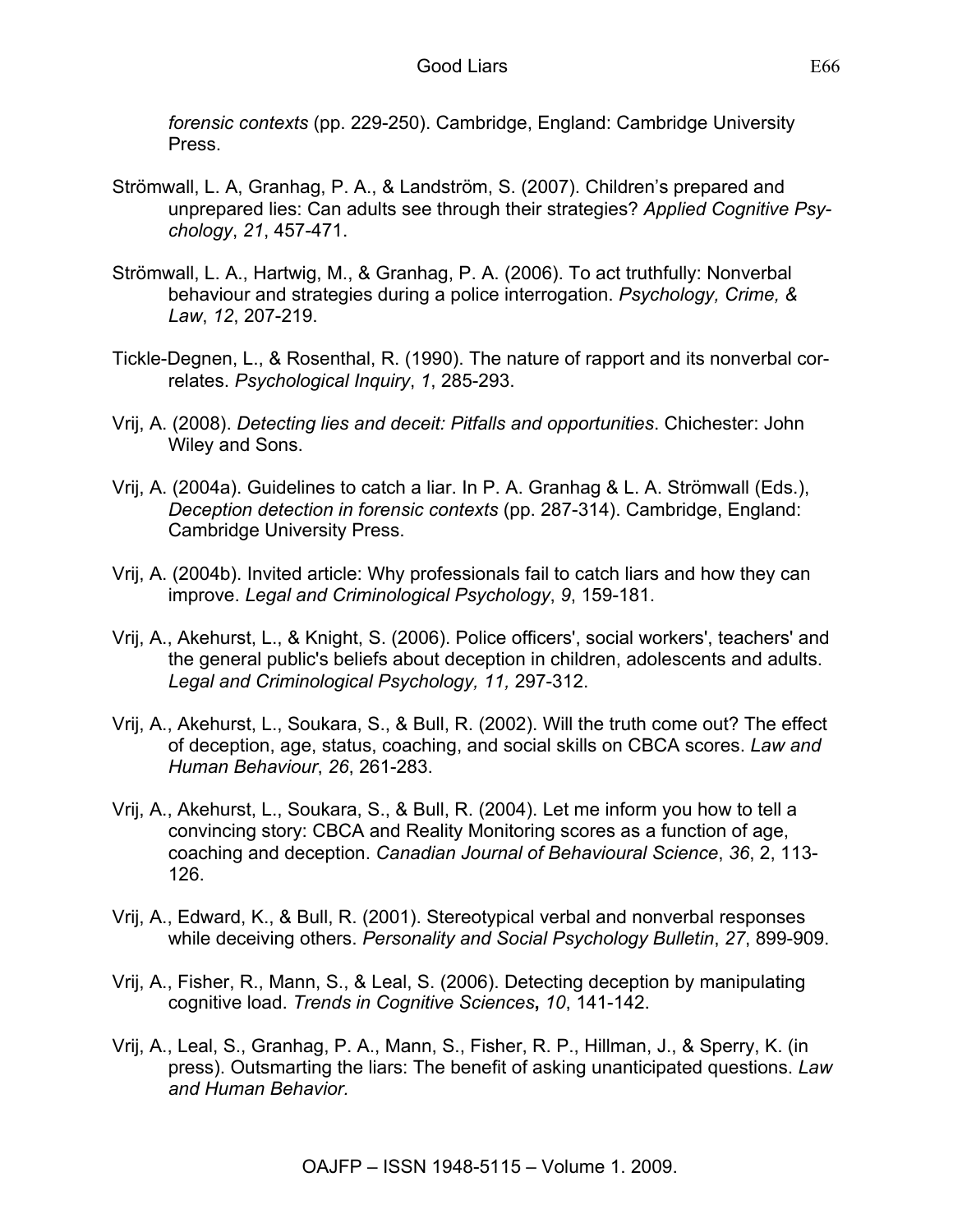*forensic contexts* (pp. 229-250). Cambridge, England: Cambridge University Press.

Strömwall, L. A, Granhag, P. A., & Landström, S. (2007). Children's prepared and unprepared lies: Can adults see through their strategies? *Applied Cognitive Psychology*, *21*, 457-471.

Strömwall, L. A., Hartwig, M., & Granhag, P. A. (2006). To act truthfully: Nonverbal behaviour and strategies during a police interrogation. *Psychology, Crime, & Law*, *12*, 207-219.

Tickle-Degnen, L., & Rosenthal, R. (1990). The nature of rapport and its nonverbal correlates. *Psychological Inquiry*, *1*, 285-293.

Vrij, A. (2008). *Detecting lies and deceit: Pitfalls and opportunities*. Chichester: John Wiley and Sons.

Vrij, A. (2004a). Guidelines to catch a liar. In P. A. Granhag & L. A. Strömwall (Eds.), *Deception detection in forensic contexts* (pp. 287-314). Cambridge, England: Cambridge University Press.

Vrij, A. (2004b). Invited article: Why professionals fail to catch liars and how they can improve. *Legal and Criminological Psychology*, *9*, 159-181.

Vrij, A., Akehurst, L., & Knight, S. (2006). Police officers', social workers', teachers' and the general public's beliefs about deception in children, adolescents and adults. *Legal and Criminological Psychology, 11,* 297-312.

Vrij, A., Akehurst, L., Soukara, S., & Bull, R. (2002). Will the truth come out? The effect of deception, age, status, coaching, and social skills on CBCA scores. *Law and Human Behaviour*, *26*, 261-283.

Vrij, A., Akehurst, L., Soukara, S., & Bull, R. (2004). Let me inform you how to tell a convincing story: CBCA and Reality Monitoring scores as a function of age, coaching and deception. *Canadian Journal of Behavioural Science*, *36*, 2, 113-126.

Vrij, A., Edward, K., & Bull, R. (2001). Stereotypical verbal and nonverbal responses while deceiving others. *Personality and Social Psychology Bulletin*, *27*, 899-909.

Vrij, A., Fisher, R., Mann, S., & Leal, S. (2006). Detecting deception by manipulating cognitive load. *Trends in Cognitive Sciences*, *10*, 141-142.

Vrij, A., Leal, S., Granhag, P. A., Mann, S., Fisher, R. P., Hillman, J., & Sperry, K. (in press). Outsmarting the liars: The benefit of asking unanticipated questions. *Law and Human Behavior.*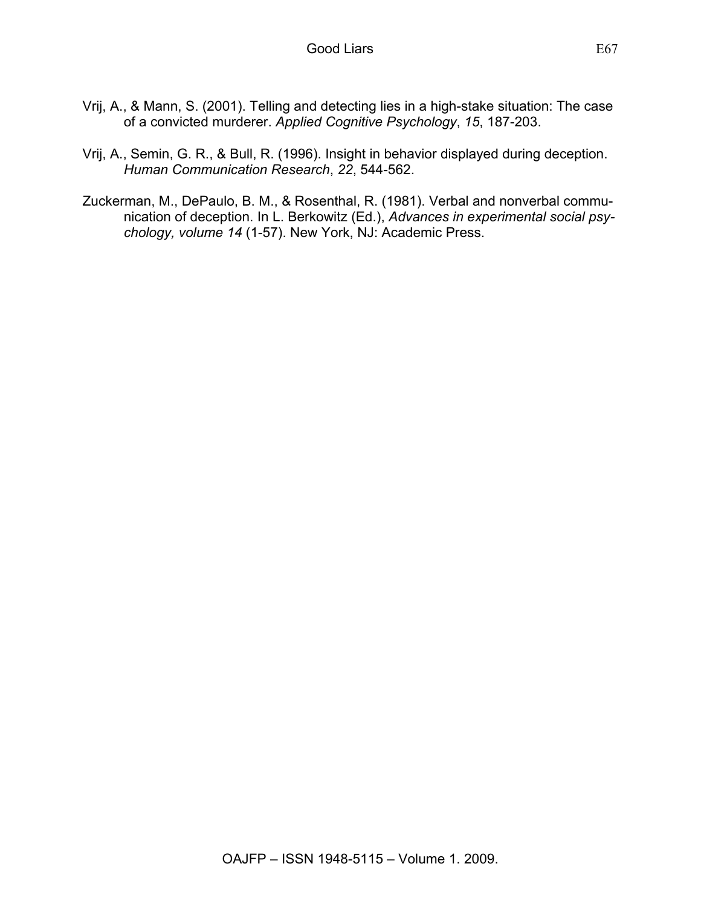Vrij, A., & Mann, S. (2001). Telling and detecting lies in a high-stake situation: The case of a convicted murderer. *Applied Cognitive Psychology*, *15*, 187-203.

Vrij, A., Semin, G. R., & Bull, R. (1996). Insight in behavior displayed during deception. *Human Communication Research*, *22*, 544-562.

Zuckerman, M., DePaulo, B. M., & Rosenthal, R. (1981). Verbal and nonverbal communication of deception. In L. Berkowitz (Ed.), *Advances in experimental social psychology, volume 14* (1-57). New York, NJ: Academic Press.